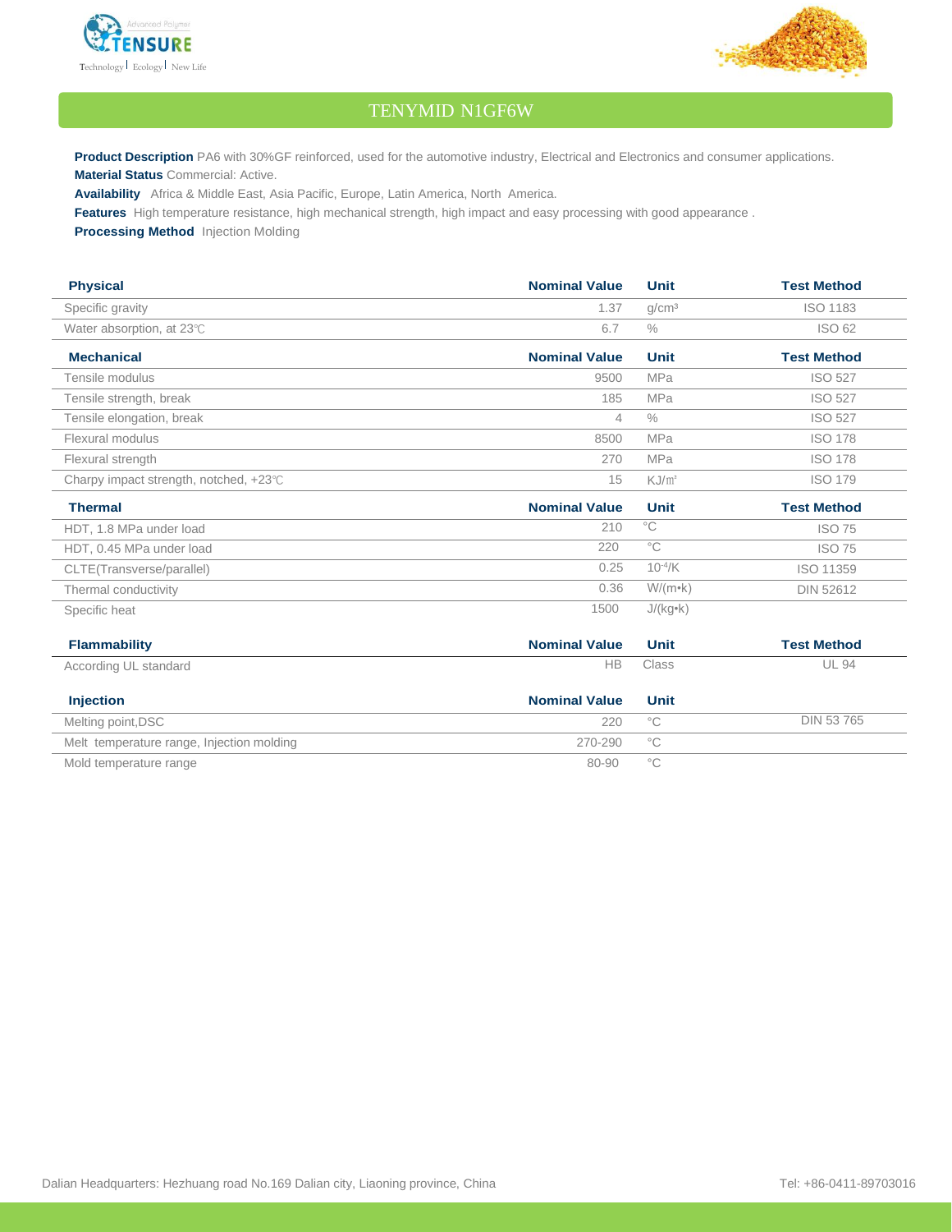# TENYMID N1GF6W

**Product Description** PA6 with 30%GF reinforced, used for the automotive industry, Electrical and Electronics and consumer applications.

**Material Status** Commercial: Active.

**Availability** Africa & Middle East, Asia Pacific, Europe, Latin America, North America.

**Features** High temperature resistance, high mechanical strength, high impact and easy processing with good appearance .

**Processing Method** Injection Molding

| Physical | Nominal Value | Unit | Test Method |
|---|---|---|---|
| Specific gravity | 1.37 | g/cm³ | ISO 1183 |
| Water absorption, at 23℃ | 6.7 | % | ISO 62 |

| Mechanical | Nominal Value | Unit | Test Method |
|---|---|---|---|
| Tensile modulus | 9500 | MPa | ISO 527 |
| Tensile strength, break | 185 | MPa | ISO 527 |
| Tensile elongation, break | 4 | % | ISO 527 |
| Flexural modulus | 8500 | MPa | ISO 178 |
| Flexural strength | 270 | MPa | ISO 178 |
| Charpy impact strength, notched, +23℃ | 15 | KJ/㎡ | ISO 179 |

| Thermal | Nominal Value | Unit | Test Method |
|---|---|---|---|
| HDT, 1.8 MPa under load | 210 | °C | ISO 75 |
| HDT, 0.45 MPa under load | 220 | °C | ISO 75 |
| CLTE(Transverse/parallel) | 0.25 | $10^{-4}$/K | ISO 11359 |
| Thermal conductivity | 0.36 | W/(m•k) | DIN 52612 |
| Specific heat | 1500 | J/(kg•k) | |

| Flammability | Nominal Value | Unit | Test Method |
|---|---|---|---|
| According UL standard | HB | Class | UL 94 |

| Injection | Nominal Value | Unit | |
|---|---|---|---|
| Melting point,DSC | 220 | °C | DIN 53 765 |
| Melt temperature range, Injection molding | 270-290 | °C | |
| Mold temperature range | 80-90 | °C | |

Dalian Headquarters: Hezhuang road No.169 Dalian city, Liaoning province, China

Tel: +86-0411-89703016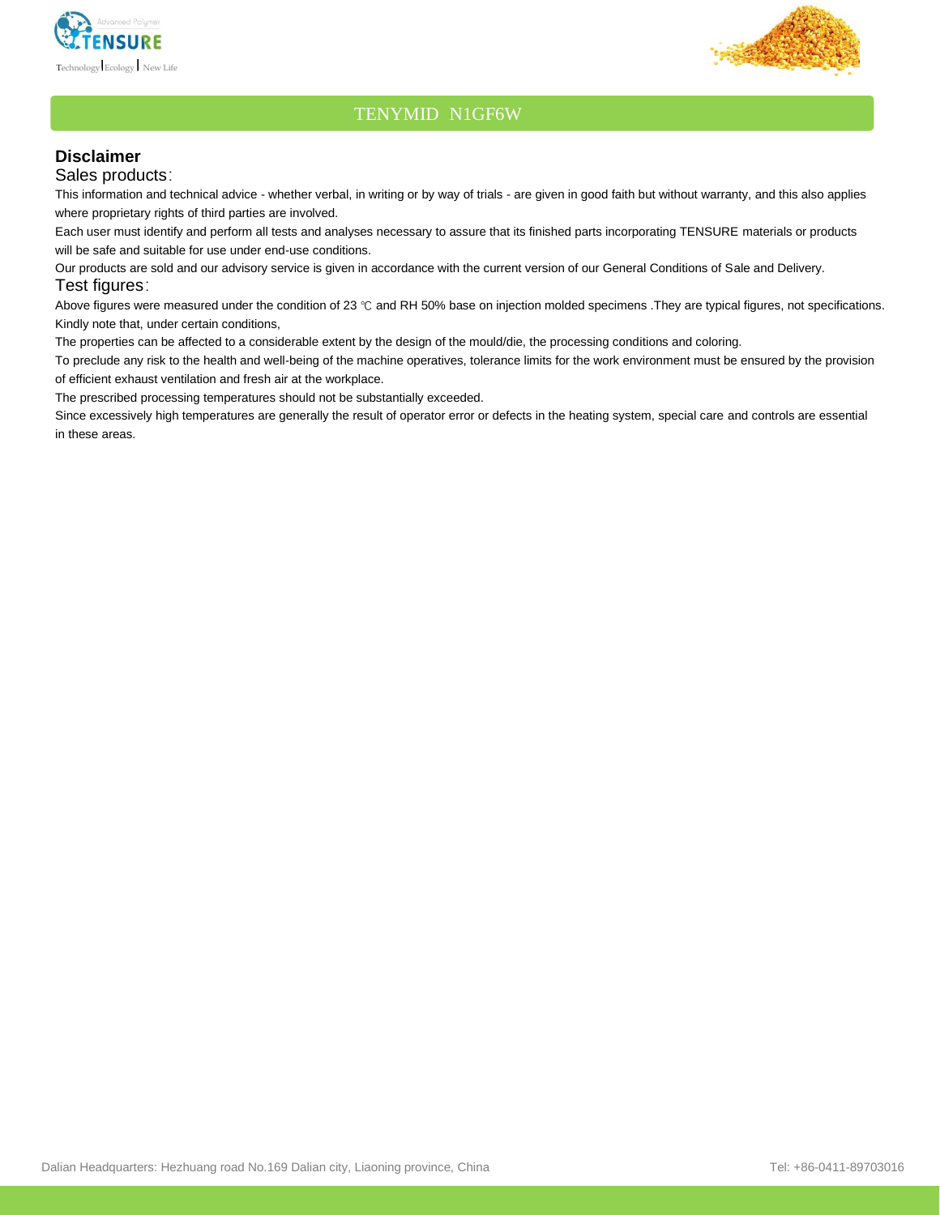# TENYMID N1GF6W

## Disclaimer

### Sales products:

This information and technical advice - whether verbal, in writing or by way of trials - are given in good faith but without warranty, and this also applies where proprietary rights of third parties are involved.

Each user must identify and perform all tests and analyses necessary to assure that its finished parts incorporating TENSURE materials or products will be safe and suitable for use under end-use conditions.

Our products are sold and our advisory service is given in accordance with the current version of our General Conditions of Sale and Delivery.

### Test figures:

Above figures were measured under the condition of 23 ℃ and RH 50% base on injection molded specimens .They are typical figures, not specifications. Kindly note that, under certain conditions,

The properties can be affected to a considerable extent by the design of the mould/die, the processing conditions and coloring.

To preclude any risk to the health and well-being of the machine operatives, tolerance limits for the work environment must be ensured by the provision of efficient exhaust ventilation and fresh air at the workplace.

The prescribed processing temperatures should not be substantially exceeded.

Since excessively high temperatures are generally the result of operator error or defects in the heating system, special care and controls are essential in these areas.